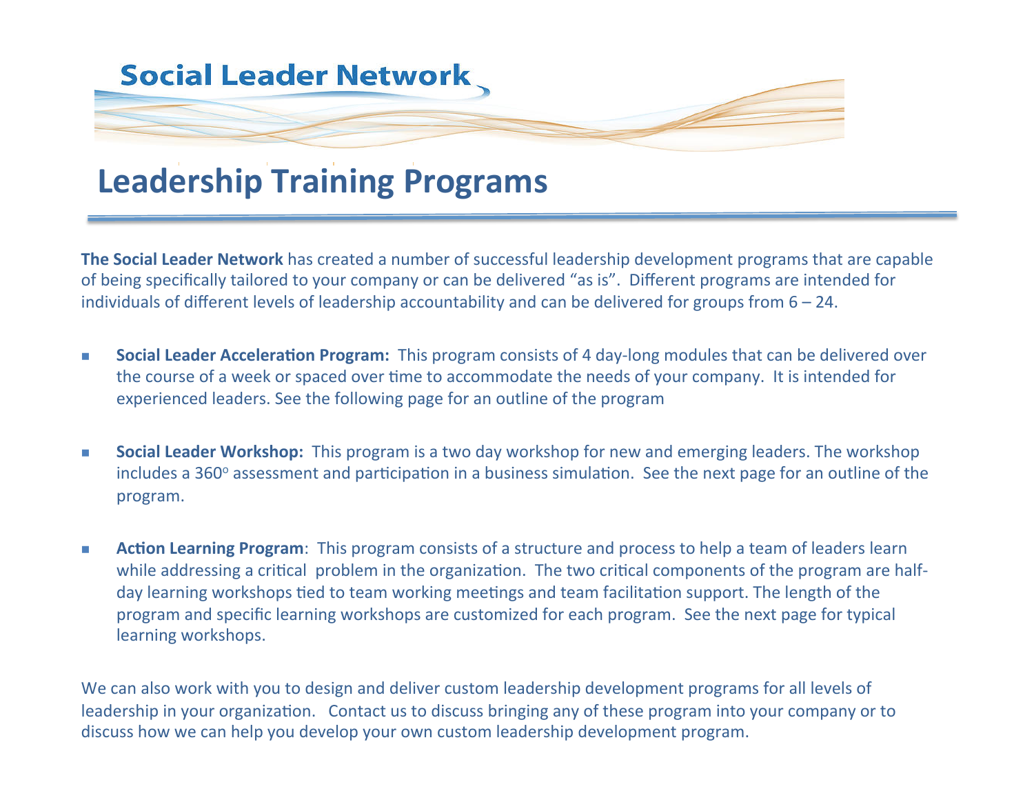Social Leader Network

# Leadership Training Programs

**The Social Leader Network** has created a number of successful leadership development programs that are capable of being specifically tailored to your company or can be delivered “as is”. Different programs are intended for individuals of different levels of leadership accountability and can be delivered for groups from 6 – 24.

- **Social Leader Acceleration Program:** This program consists of 4 day-long modules that can be delivered over the course of a week or spaced over time to accommodate the needs of your company. It is intended for experienced leaders. See the following page for an outline of the program

- **Social Leader Workshop:** This program is a two day workshop for new and emerging leaders. The workshop includes a $360^{o}$ assessment and participation in a business simulation. See the next page for an outline of the program.

- **Action Learning Program**: This program consists of a structure and process to help a team of leaders learn while addressing a critical problem in the organization. The two critical components of the program are half-day learning workshops tied to team working meetings and team facilitation support. The length of the program and specific learning workshops are customized for each program. See the next page for typical learning workshops.

We can also work with you to design and deliver custom leadership development programs for all levels of leadership in your organization. Contact us to discuss bringing any of these program into your company or to discuss how we can help you develop your own custom leadership development program.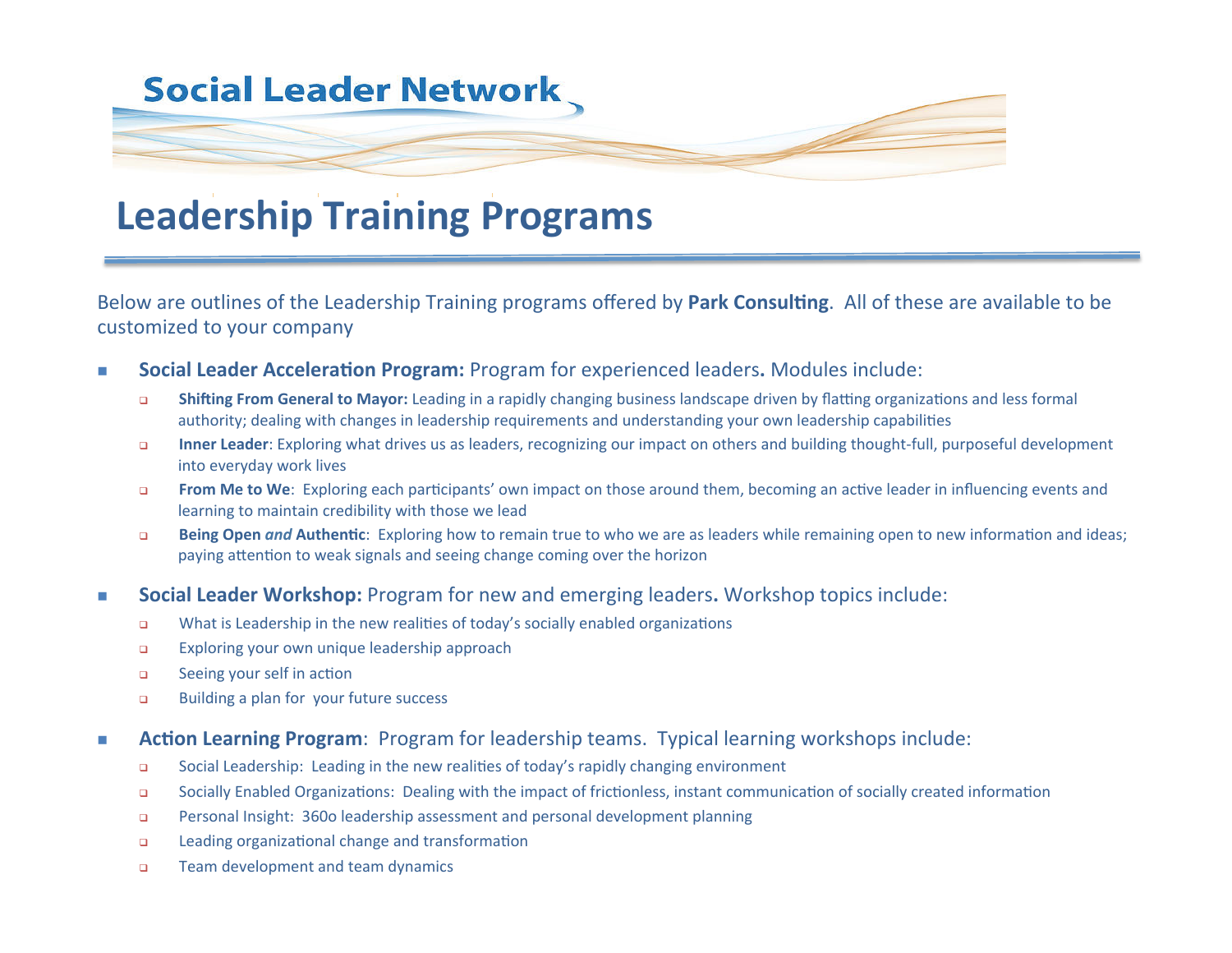Social Leader Network

# Leadership Training Programs

Below are outlines of the Leadership Training programs offered by **Park Consulting**. All of these are available to be customized to your company

- **Social Leader Acceleration Program:** Program for experienced leaders**.** Modules include:
  - **Shifting From General to Mayor:** Leading in a rapidly changing business landscape driven by flatting organizations and less formal authority; dealing with changes in leadership requirements and understanding your own leadership capabilities
  - **Inner Leader**: Exploring what drives us as leaders, recognizing our impact on others and building thought-full, purposeful development into everyday work lives
  - **From Me to We**: Exploring each participants' own impact on those around them, becoming an active leader in influencing events and learning to maintain credibility with those we lead
  - **Being Open *and* Authentic**: Exploring how to remain true to who we are as leaders while remaining open to new information and ideas; paying attention to weak signals and seeing change coming over the horizon
- **Social Leader Workshop:** Program for new and emerging leaders**.** Workshop topics include:
  - What is Leadership in the new realities of today's socially enabled organizations
  - Exploring your own unique leadership approach
  - Seeing your self in action
  - Building a plan for your future success
- **Action Learning Program**: Program for leadership teams. Typical learning workshops include:
  - Social Leadership: Leading in the new realities of today's rapidly changing environment
  - Socially Enabled Organizations: Dealing with the impact of frictionless, instant communication of socially created information
  - Personal Insight: 360o leadership assessment and personal development planning
  - Leading organizational change and transformation
  - Team development and team dynamics